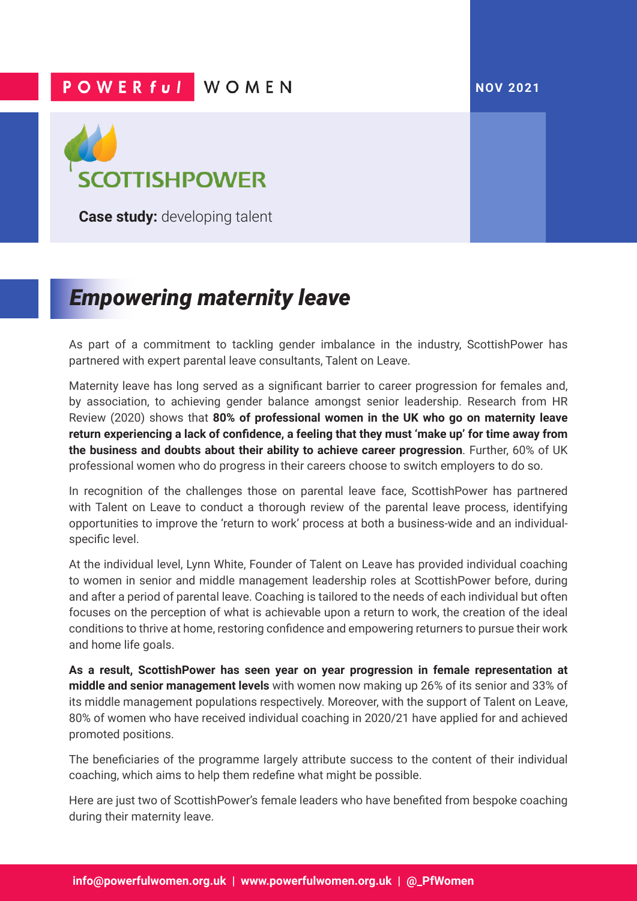POWERful WOMEN

NOV 2021

SCOTTISHPOWER

**Case study:** developing talent

# *Empowering maternity leave*

As part of a commitment to tackling gender imbalance in the industry, ScottishPower has partnered with expert parental leave consultants, Talent on Leave.

Maternity leave has long served as a significant barrier to career progression for females and, by association, to achieving gender balance amongst senior leadership. Research from HR Review (2020) shows that **80% of professional women in the UK who go on maternity leave return experiencing a lack of confidence, a feeling that they must 'make up' for time away from the business and doubts about their ability to achieve career progression**. Further, 60% of UK professional women who do progress in their careers choose to switch employers to do so.

In recognition of the challenges those on parental leave face, ScottishPower has partnered with Talent on Leave to conduct a thorough review of the parental leave process, identifying opportunities to improve the 'return to work' process at both a business-wide and an individual-specific level.

At the individual level, Lynn White, Founder of Talent on Leave has provided individual coaching to women in senior and middle management leadership roles at ScottishPower before, during and after a period of parental leave. Coaching is tailored to the needs of each individual but often focuses on the perception of what is achievable upon a return to work, the creation of the ideal conditions to thrive at home, restoring confidence and empowering returners to pursue their work and home life goals.

**As a result, ScottishPower has seen year on year progression in female representation at middle and senior management levels** with women now making up 26% of its senior and 33% of its middle management populations respectively. Moreover, with the support of Talent on Leave, 80% of women who have received individual coaching in 2020/21 have applied for and achieved promoted positions.

The beneficiaries of the programme largely attribute success to the content of their individual coaching, which aims to help them redefine what might be possible.

Here are just two of ScottishPower's female leaders who have benefited from bespoke coaching during their maternity leave.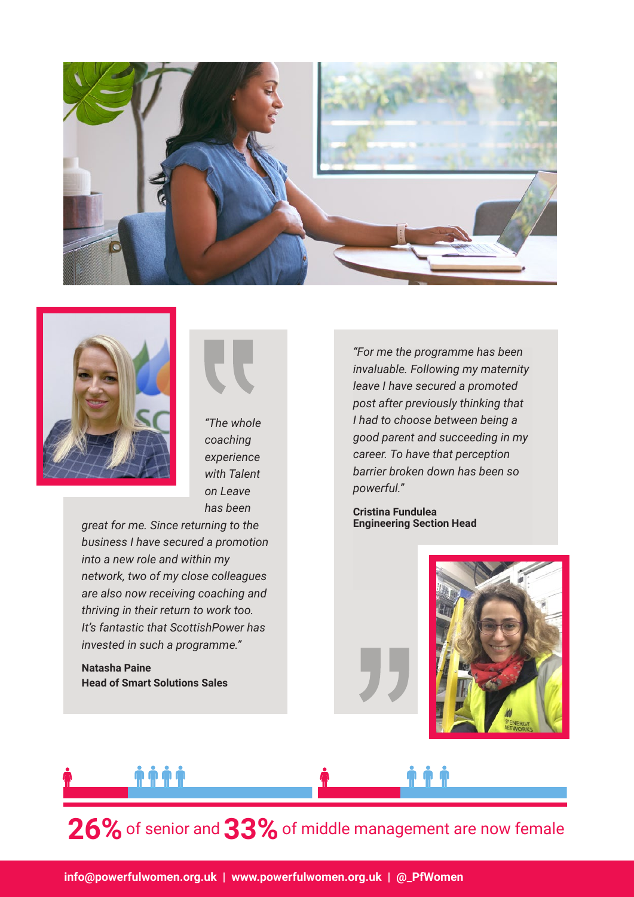*"The whole coaching experience with Talent on Leave has been great for me. Since returning to the business I have secured a promotion into a new role and within my network, two of my close colleagues are also now receiving coaching and thriving in their return to work too. It's fantastic that ScottishPower has invested in such a programme."*

**Natasha Paine**
**Head of Smart Solutions Sales**

*"For me the programme has been invaluable. Following my maternity leave I have secured a promoted post after previously thinking that I had to choose between being a good parent and succeeding in my career. To have that perception barrier broken down has been so powerful."*

**Cristina Fundulea**
**Engineering Section Head**

**26%** of senior and **33%** of middle management are now female

**info@powerfulwomen.org.uk | www.powerfulwomen.org.uk | @_PfWomen**